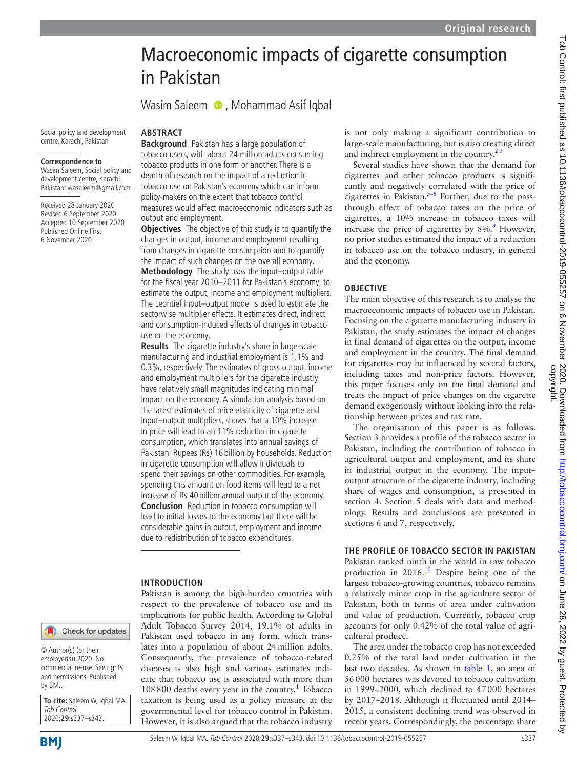# Macroeconomic impacts of cigarette consumption in Pakistan

Wasim Saleem, Mohammad Asif Iqbal

Social policy and development centre, Karachi, Pakistan

**Correspondence to**
Wasim Saleem, Social policy and development centre, Karachi, Pakistan; wasaleem@gmail.com

Received 28 January 2020
Revised 6 September 2020
Accepted 10 September 2020
Published Online First 6 November 2020

## ABSTRACT

**Background** Pakistan has a large population of tobacco users, with about 24 million adults consuming tobacco products in one form or another. There is a dearth of research on the impact of a reduction in tobacco use on Pakistan's economy which can inform policy-makers on the extent that tobacco control measures would affect macroeconomic indicators such as output and employment.

**Objectives** The objective of this study is to quantify the changes in output, income and employment resulting from changes in cigarette consumption and to quantify the impact of such changes on the overall economy.

**Methodology** The study uses the input–output table for the fiscal year 2010–2011 for Pakistan's economy, to estimate the output, income and employment multipliers. The Leontief input–output model is used to estimate the sectorwise multiplier effects. It estimates direct, indirect and consumption-induced effects of changes in tobacco use on the economy.

**Results** The cigarette industry's share in large-scale manufacturing and industrial employment is 1.1% and 0.3%, respectively. The estimates of gross output, income and employment multipliers for the cigarette industry have relatively small magnitudes indicating minimal impact on the economy. A simulation analysis based on the latest estimates of price elasticity of cigarette and input–output multipliers, shows that a 10% increase in price will lead to an 11% reduction in cigarette consumption, which translates into annual savings of Pakistani Rupees (Rs) 16 billion by households. Reduction in cigarette consumption will allow individuals to spend their savings on other commodities. For example, spending this amount on food items will lead to a net increase of Rs 40 billion annual output of the economy.

**Conclusion** Reduction in tobacco consumption will lead to initial losses to the economy but there will be considerable gains in output, employment and income due to redistribution of tobacco expenditures.

© Author(s) (or their employer(s)) 2020. No commercial re-use. See rights and permissions. Published by BMJ.

**To cite:** Saleem W, Iqbal MA. *Tob Control* 2020;**29**:s337–s343.

## INTRODUCTION

Pakistan is among the high-burden countries with respect to the prevalence of tobacco use and its implications for public health. According to Global Adult Tobacco Survey 2014, 19.1% of adults in Pakistan used tobacco in any form, which translates into a population of about 24 million adults. Consequently, the prevalence of tobacco-related diseases is also high and various estimates indicate that tobacco use is associated with more than 108 800 deaths every year in the country.[1] Tobacco taxation is being used as a policy measure at the governmental level for tobacco control in Pakistan. However, it is also argued that the tobacco industry is not only making a significant contribution to large-scale manufacturing, but is also creating direct and indirect employment in the country.[2 3]

Several studies have shown that the demand for cigarettes and other tobacco products is significantly and negatively correlated with the price of cigarettes in Pakistan.[3–8] Further, due to the pass-through effect of tobacco taxes on the price of cigarettes, a 10% increase in tobacco taxes will increase the price of cigarettes by 8%.[9] However, no prior studies estimated the impact of a reduction in tobacco use on the tobacco industry, in general and the economy.

## OBJECTIVE

The main objective of this research is to analyse the macroeconomic impacts of tobacco use in Pakistan. Focusing on the cigarette manufacturing industry in Pakistan, the study estimates the impact of changes in final demand of cigarettes on the output, income and employment in the country. The final demand for cigarettes may be influenced by several factors, including taxes and non-price factors. However, this paper focuses only on the final demand and treats the impact of price changes on the cigarette demand exogenously without looking into the relationship between prices and tax rate.

The organisation of this paper is as follows. Section 3 provides a profile of the tobacco sector in Pakistan, including the contribution of tobacco in agricultural output and employment, and its share in industrial output in the economy. The input–output structure of the cigarette industry, including share of wages and consumption, is presented in section 4. Section 5 deals with data and methodology. Results and conclusions are presented in sections 6 and 7, respectively.

## THE PROFILE OF TOBACCO SECTOR IN PAKISTAN

Pakistan ranked ninth in the world in raw tobacco production in 2016.[10] Despite being one of the largest tobacco-growing countries, tobacco remains a relatively minor crop in the agriculture sector of Pakistan, both in terms of area under cultivation and value of production. Currently, tobacco crop accounts for only 0.42% of the total value of agricultural produce.

The area under the tobacco crop has not exceeded 0.25% of the total land under cultivation in the last two decades. As shown in table 1, an area of 56 000 hectares was devoted to tobacco cultivation in 1999–2000, which declined to 47 000 hectares by 2017–2018. Although it fluctuated until 2014–2015, a consistent declining trend was observed in recent years. Correspondingly, the percentage share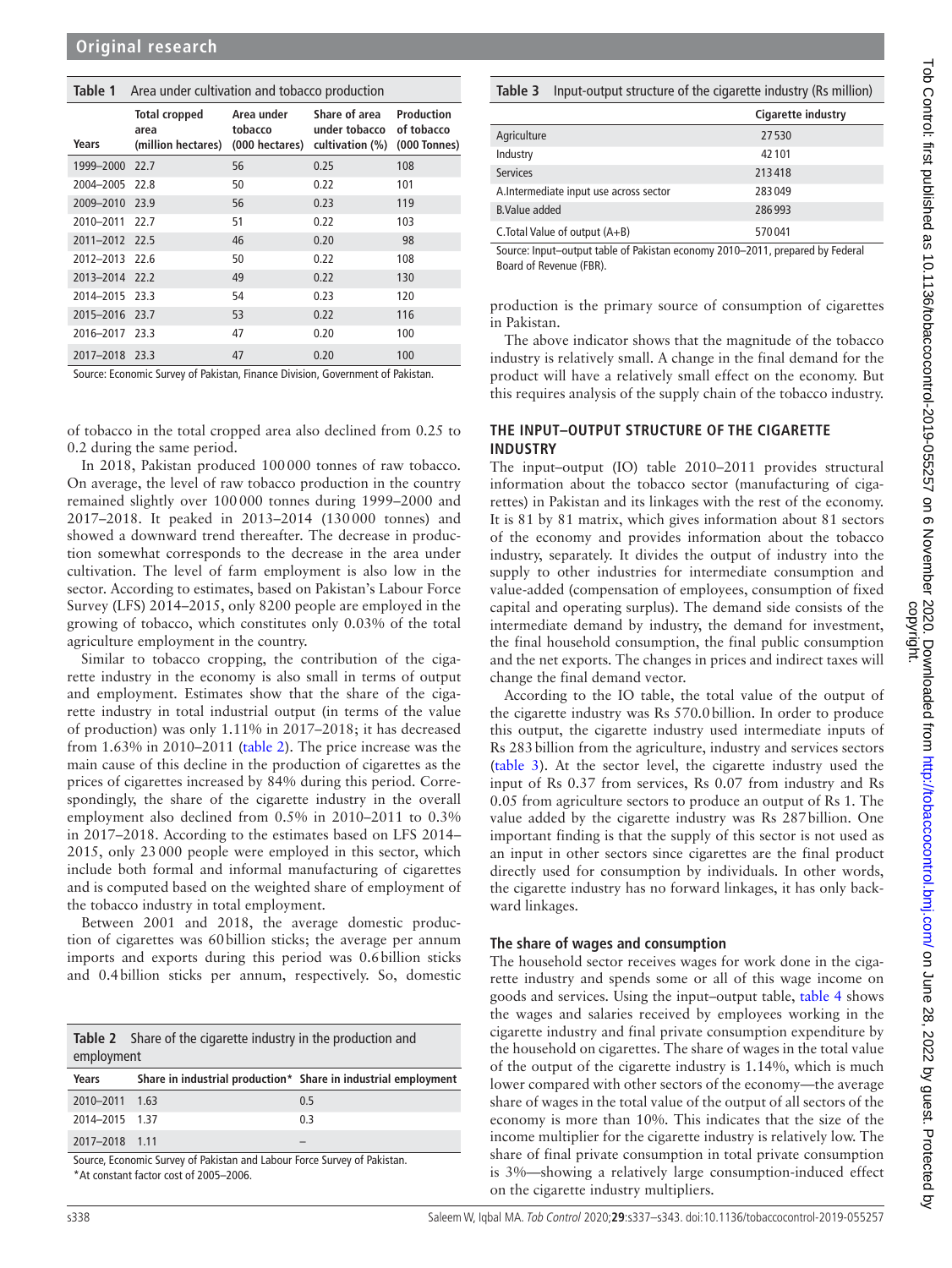**Table 1** Area under cultivation and tobacco production

| Years | Total cropped area (million hectares) | Area under tobacco (000 hectares) | Share of area under tobacco cultivation (%) | Production of tobacco (000 Tonnes) |
|---|---|---|---|---|
| 1999–2000 | 22.7 | 56 | 0.25 | 108 |
| 2004–2005 | 22.8 | 50 | 0.22 | 101 |
| 2009–2010 | 23.9 | 56 | 0.23 | 119 |
| 2010–2011 | 22.7 | 51 | 0.22 | 103 |
| 2011–2012 | 22.5 | 46 | 0.20 | 98 |
| 2012–2013 | 22.6 | 50 | 0.22 | 108 |
| 2013–2014 | 22.2 | 49 | 0.22 | 130 |
| 2014–2015 | 23.3 | 54 | 0.23 | 120 |
| 2015–2016 | 23.7 | 53 | 0.22 | 116 |
| 2016–2017 | 23.3 | 47 | 0.20 | 100 |
| 2017–2018 | 23.3 | 47 | 0.20 | 100 |

Source: Economic Survey of Pakistan, Finance Division, Government of Pakistan.

of tobacco in the total cropped area also declined from 0.25 to 0.2 during the same period.

In 2018, Pakistan produced 100 000 tonnes of raw tobacco. On average, the level of raw tobacco production in the country remained slightly over 100 000 tonnes during 1999–2000 and 2017–2018. It peaked in 2013–2014 (130 000 tonnes) and showed a downward trend thereafter. The decrease in production somewhat corresponds to the decrease in the area under cultivation. The level of farm employment is also low in the sector. According to estimates, based on Pakistan's Labour Force Survey (LFS) 2014–2015, only 8200 people are employed in the growing of tobacco, which constitutes only 0.03% of the total agriculture employment in the country.

Similar to tobacco cropping, the contribution of the cigarette industry in the economy is also small in terms of output and employment. Estimates show that the share of the cigarette industry in total industrial output (in terms of the value of production) was only 1.11% in 2017–2018; it has decreased from 1.63% in 2010–2011 (table 2). The price increase was the main cause of this decline in the production of cigarettes as the prices of cigarettes increased by 84% during this period. Correspondingly, the share of the cigarette industry in the overall employment also declined from 0.5% in 2010–2011 to 0.3% in 2017–2018. According to the estimates based on LFS 2014–2015, only 23 000 people were employed in this sector, which include both formal and informal manufacturing of cigarettes and is computed based on the weighted share of employment of the tobacco industry in total employment.

Between 2001 and 2018, the average domestic production of cigarettes was 60 billion sticks; the average per annum imports and exports during this period was 0.6 billion sticks and 0.4 billion sticks per annum, respectively. So, domestic

**Table 2** Share of the cigarette industry in the production and employment

| Years | Share in industrial production* | Share in industrial employment |
|---|---|---|
| 2010–2011 | 1.63 | 0.5 |
| 2014–2015 | 1.37 | 0.3 |
| 2017–2018 | 1.11 | – |

Source, Economic Survey of Pakistan and Labour Force Survey of Pakistan.
*At constant factor cost of 2005–2006.

**Table 3** Input-output structure of the cigarette industry (Rs million)

| | Cigarette industry |
|---|---|
| Agriculture | 27 530 |
| Industry | 42 101 |
| Services | 213 418 |
| A.Intermediate input use across sector | 283 049 |
| B.Value added | 286 993 |
| C.Total Value of output (A+B) | 570 041 |

Source: Input–output table of Pakistan economy 2010–2011, prepared by Federal Board of Revenue (FBR).

production is the primary source of consumption of cigarettes in Pakistan.

The above indicator shows that the magnitude of the tobacco industry is relatively small. A change in the final demand for the product will have a relatively small effect on the economy. But this requires analysis of the supply chain of the tobacco industry.

## THE INPUT–OUTPUT STRUCTURE OF THE CIGARETTE INDUSTRY

The input–output (IO) table 2010–2011 provides structural information about the tobacco sector (manufacturing of cigarettes) in Pakistan and its linkages with the rest of the economy. It is 81 by 81 matrix, which gives information about 81 sectors of the economy and provides information about the tobacco industry, separately. It divides the output of industry into the supply to other industries for intermediate consumption and value-added (compensation of employees, consumption of fixed capital and operating surplus). The demand side consists of the intermediate demand by industry, the demand for investment, the final household consumption, the final public consumption and the net exports. The changes in prices and indirect taxes will change the final demand vector.

According to the IO table, the total value of the output of the cigarette industry was Rs 570.0 billion. In order to produce this output, the cigarette industry used intermediate inputs of Rs 283 billion from the agriculture, industry and services sectors (table 3). At the sector level, the cigarette industry used the input of Rs 0.37 from services, Rs 0.07 from industry and Rs 0.05 from agriculture sectors to produce an output of Rs 1. The value added by the cigarette industry was Rs 287 billion. One important finding is that the supply of this sector is not used as an input in other sectors since cigarettes are the final product directly used for consumption by individuals. In other words, the cigarette industry has no forward linkages, it has only backward linkages.

### The share of wages and consumption

The household sector receives wages for work done in the cigarette industry and spends some or all of this wage income on goods and services. Using the input–output table, table 4 shows the wages and salaries received by employees working in the cigarette industry and final private consumption expenditure by the household on cigarettes. The share of wages in the total value of the output of the cigarette industry is 1.14%, which is much lower compared with other sectors of the economy—the average share of wages in the total value of the output of all sectors of the economy is more than 10%. This indicates that the size of the income multiplier for the cigarette industry is relatively low. The share of final private consumption in total private consumption is 3%—showing a relatively large consumption-induced effect on the cigarette industry multipliers.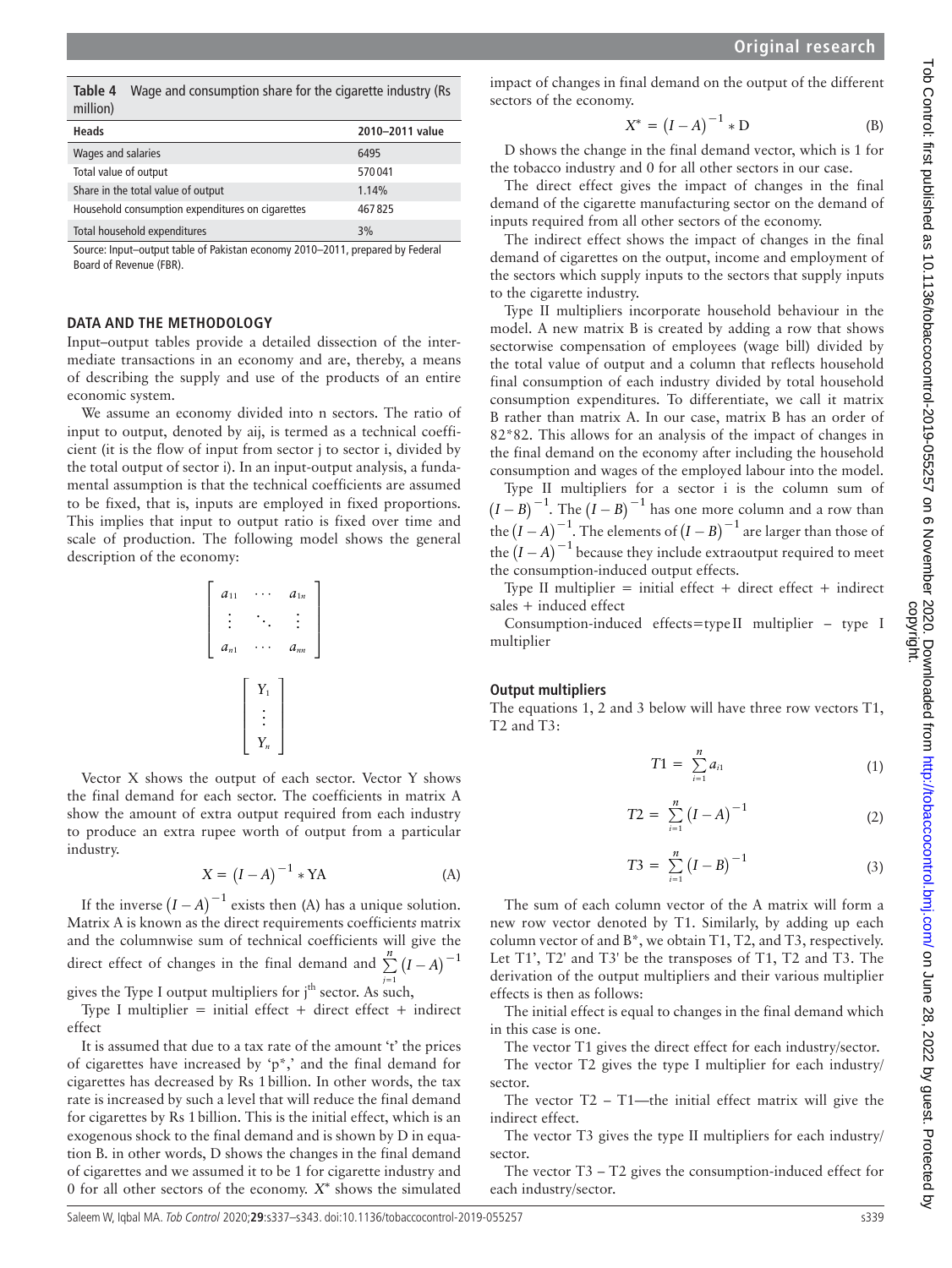**Table 4** Wage and consumption share for the cigarette industry (Rs million)

| Heads | 2010–2011 value |
|---|---|
| Wages and salaries | 6495 |
| Total value of output | 570041 |
| Share in the total value of output | 1.14% |
| Household consumption expenditures on cigarettes | 467825 |
| Total household expenditures | 3% |

Source: Input–output table of Pakistan economy 2010–2011, prepared by Federal Board of Revenue (FBR).

## DATA AND THE METHODOLOGY

Input–output tables provide a detailed dissection of the intermediate transactions in an economy and are, thereby, a means of describing the supply and use of the products of an entire economic system.

We assume an economy divided into n sectors. The ratio of input to output, denoted by aij, is termed as a technical coefficient (it is the flow of input from sector j to sector i, divided by the total output of sector i). In an input-output analysis, a fundamental assumption is that the technical coefficients are assumed to be fixed, that is, inputs are employed in fixed proportions. This implies that input to output ratio is fixed over time and scale of production. The following model shows the general description of the economy:

$$\begin{bmatrix} a_{11} & \cdots & a_{1n} \\ \vdots & \ddots & \vdots \\ a_{n1} & \cdots & a_{nn} \end{bmatrix}$$

$$\begin{bmatrix} Y_1 \\ \vdots \\ Y_n \end{bmatrix}$$

Vector X shows the output of each sector. Vector Y shows the final demand for each sector. The coefficients in matrix A show the amount of extra output required from each industry to produce an extra rupee worth of output from a particular industry.

$$X = (I - A)^{-1} * \text{YA} \tag{A}$$

If the inverse $(I-A)^{-1}$ exists then (A) has a unique solution. Matrix A is known as the direct requirements coefficients matrix and the columnwise sum of technical coefficients will give the direct effect of changes in the final demand and $\sum_{j=1}^{n}(I-A)^{-1}$ gives the Type I output multipliers for j[th] sector. As such,

Type I multiplier = initial effect + direct effect + indirect effect

It is assumed that due to a tax rate of the amount 't' the prices of cigarettes have increased by 'p*,' and the final demand for cigarettes has decreased by Rs 1 billion. In other words, the tax rate is increased by such a level that will reduce the final demand for cigarettes by Rs 1 billion. This is the initial effect, which is an exogenous shock to the final demand and is shown by D in equation B. in other words, D shows the changes in the final demand of cigarettes and we assumed it to be 1 for cigarette industry and 0 for all other sectors of the economy. $X^*$ shows the simulated impact of changes in final demand on the output of the different sectors of the economy.

$$X^* = (I - A)^{-1} * \text{D} \tag{B}$$

D shows the change in the final demand vector, which is 1 for the tobacco industry and 0 for all other sectors in our case.

The direct effect gives the impact of changes in the final demand of the cigarette manufacturing sector on the demand of inputs required from all other sectors of the economy.

The indirect effect shows the impact of changes in the final demand of cigarettes on the output, income and employment of the sectors which supply inputs to the sectors that supply inputs to the cigarette industry.

Type II multipliers incorporate household behaviour in the model. A new matrix B is created by adding a row that shows sectorwise compensation of employees (wage bill) divided by the total value of output and a column that reflects household final consumption of each industry divided by total household consumption expenditures. To differentiate, we call it matrix B rather than matrix A. In our case, matrix B has an order of 82*82. This allows for an analysis of the impact of changes in the final demand on the economy after including the household consumption and wages of the employed labour into the model.

Type II multipliers for a sector i is the column sum of $(I-B)^{-1}$. The $(I-B)^{-1}$ has one more column and a row than the $(I-A)^{-1}$. The elements of $(I-B)^{-1}$ are larger than those of the $(I-A)^{-1}$ because they include extraoutput required to meet the consumption-induced output effects.

Type II multiplier = initial effect + direct effect + indirect sales + induced effect

Consumption-induced effects = type II multiplier − type I multiplier

### Output multipliers

The equations 1, 2 and 3 below will have three row vectors T1, T2 and T3:

$$T1 = \sum_{i=1}^{n} a_{i1} \tag{1}$$

$$T2 = \sum_{i=1}^{n} (I - A)^{-1} \tag{2}$$

$$T3 = \sum_{i=1}^{n} (I - B)^{-1} \tag{3}$$

The sum of each column vector of the A matrix will form a new row vector denoted by T1. Similarly, by adding up each column vector of and B*, we obtain T1, T2, and T3, respectively. Let T1', T2' and T3' be the transposes of T1, T2 and T3. The derivation of the output multipliers and their various multiplier effects is then as follows:

The initial effect is equal to changes in the final demand which in this case is one.

The vector T1 gives the direct effect for each industry/sector.

The vector T2 gives the type I multiplier for each industry/sector.

The vector T2 − T1—the initial effect matrix will give the indirect effect.

The vector T3 gives the type II multipliers for each industry/sector.

The vector T3 − T2 gives the consumption-induced effect for each industry/sector.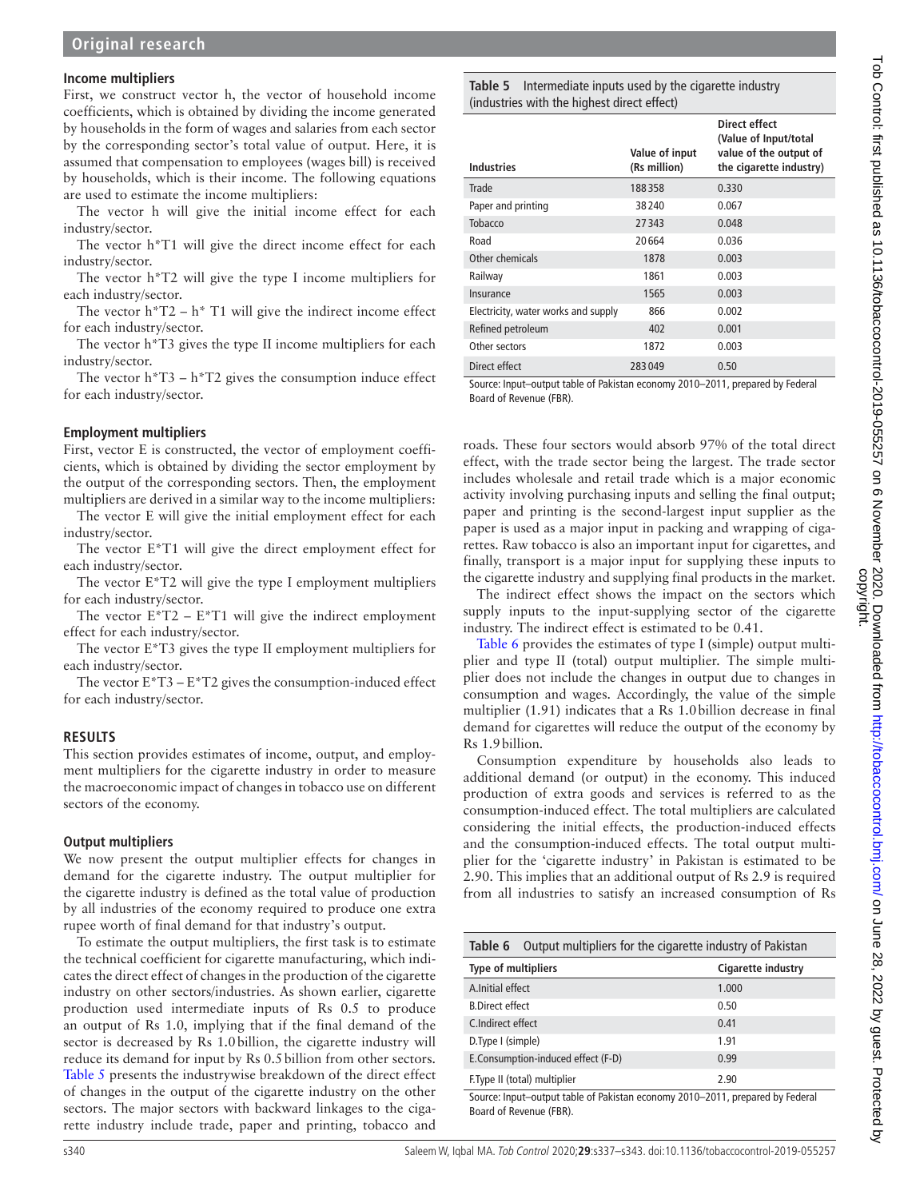### Income multipliers

First, we construct vector h, the vector of household income coefficients, which is obtained by dividing the income generated by households in the form of wages and salaries from each sector by the corresponding sector's total value of output. Here, it is assumed that compensation to employees (wages bill) is received by households, which is their income. The following equations are used to estimate the income multipliers:

The vector h will give the initial income effect for each industry/sector.

The vector h*T1 will give the direct income effect for each industry/sector.

The vector h*T2 will give the type I income multipliers for each industry/sector.

The vector h*T2 – h* T1 will give the indirect income effect for each industry/sector.

The vector h*T3 gives the type II income multipliers for each industry/sector.

The vector h*T3 – h*T2 gives the consumption induce effect for each industry/sector.

### Employment multipliers

First, vector E is constructed, the vector of employment coefficients, which is obtained by dividing the sector employment by the output of the corresponding sectors. Then, the employment multipliers are derived in a similar way to the income multipliers:

The vector E will give the initial employment effect for each industry/sector.

The vector E*T1 will give the direct employment effect for each industry/sector.

The vector E*T2 will give the type I employment multipliers for each industry/sector.

The vector E*T2 – E*T1 will give the indirect employment effect for each industry/sector.

The vector E*T3 gives the type II employment multipliers for each industry/sector.

The vector E*T3 – E*T2 gives the consumption-induced effect for each industry/sector.

## RESULTS

This section provides estimates of income, output, and employment multipliers for the cigarette industry in order to measure the macroeconomic impact of changes in tobacco use on different sectors of the economy.

### Output multipliers

We now present the output multiplier effects for changes in demand for the cigarette industry. The output multiplier for the cigarette industry is defined as the total value of production by all industries of the economy required to produce one extra rupee worth of final demand for that industry's output.

To estimate the output multipliers, the first task is to estimate the technical coefficient for cigarette manufacturing, which indicates the direct effect of changes in the production of the cigarette industry on other sectors/industries. As shown earlier, cigarette production used intermediate inputs of Rs 0.5 to produce an output of Rs 1.0, implying that if the final demand of the sector is decreased by Rs 1.0 billion, the cigarette industry will reduce its demand for input by Rs 0.5 billion from other sectors. Table 5 presents the industrywise breakdown of the direct effect of changes in the output of the cigarette industry on the other sectors. The major sectors with backward linkages to the cigarette industry include trade, paper and printing, tobacco and roads. These four sectors would absorb 97% of the total direct effect, with the trade sector being the largest. The trade sector includes wholesale and retail trade which is a major economic activity involving purchasing inputs and selling the final output; paper and printing is the second-largest input supplier as the paper is used as a major input in packing and wrapping of cigarettes. Raw tobacco is also an important input for cigarettes, and finally, transport is a major input for supplying these inputs to the cigarette industry and supplying final products in the market.

**Table 5** Intermediate inputs used by the cigarette industry (industries with the highest direct effect)

| Industries | Value of input (Rs million) | Direct effect (Value of Input/total value of the output of the cigarette industry) |
|---|---|---|
| Trade | 188 358 | 0.330 |
| Paper and printing | 38 240 | 0.067 |
| Tobacco | 27 343 | 0.048 |
| Road | 20 664 | 0.036 |
| Other chemicals | 1878 | 0.003 |
| Railway | 1861 | 0.003 |
| Insurance | 1565 | 0.003 |
| Electricity, water works and supply | 866 | 0.002 |
| Refined petroleum | 402 | 0.001 |
| Other sectors | 1872 | 0.003 |
| Direct effect | 283 049 | 0.50 |

Source: Input–output table of Pakistan economy 2010–2011, prepared by Federal Board of Revenue (FBR).

The indirect effect shows the impact on the sectors which supply inputs to the input-supplying sector of the cigarette industry. The indirect effect is estimated to be 0.41.

Table 6 provides the estimates of type I (simple) output multiplier and type II (total) output multiplier. The simple multiplier does not include the changes in output due to changes in consumption and wages. Accordingly, the value of the simple multiplier (1.91) indicates that a Rs 1.0 billion decrease in final demand for cigarettes will reduce the output of the economy by Rs 1.9 billion.

Consumption expenditure by households also leads to additional demand (or output) in the economy. This induced production of extra goods and services is referred to as the consumption-induced effect. The total multipliers are calculated considering the initial effects, the production-induced effects and the consumption-induced effects. The total output multiplier for the 'cigarette industry' in Pakistan is estimated to be 2.90. This implies that an additional output of Rs 2.9 is required from all industries to satisfy an increased consumption of Rs

**Table 6** Output multipliers for the cigarette industry of Pakistan

| Type of multipliers | Cigarette industry |
|---|---|
| A.Initial effect | 1.000 |
| B.Direct effect | 0.50 |
| C.Indirect effect | 0.41 |
| D.Type I (simple) | 1.91 |
| E.Consumption-induced effect (F-D) | 0.99 |
| F.Type II (total) multiplier | 2.90 |

Source: Input–output table of Pakistan economy 2010–2011, prepared by Federal Board of Revenue (FBR).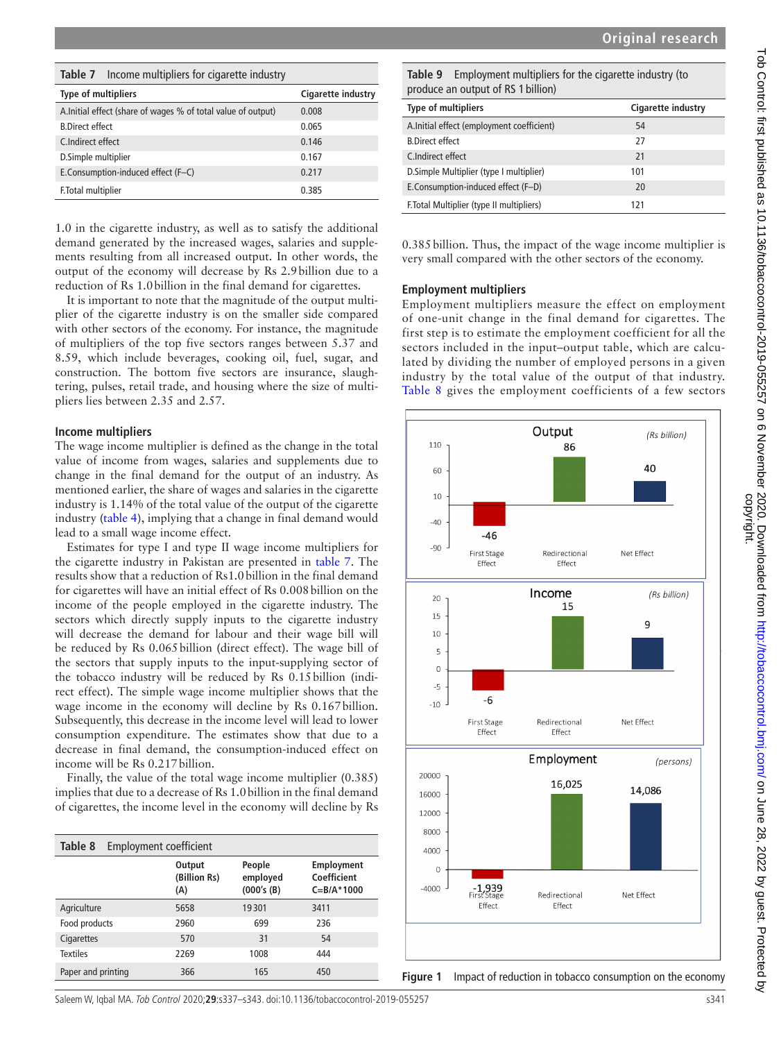Table 7 Income multipliers for cigarette industry

| Type of multipliers | Cigarette industry |
|---|---|
| A.Initial effect (share of wages % of total value of output) | 0.008 |
| B.Direct effect | 0.065 |
| C.Indirect effect | 0.146 |
| D.Simple multiplier | 0.167 |
| E.Consumption-induced effect (F–C) | 0.217 |
| F.Total multiplier | 0.385 |

1.0 in the cigarette industry, as well as to satisfy the additional demand generated by the increased wages, salaries and supplements resulting from all increased output. In other words, the output of the economy will decrease by Rs 2.9 billion due to a reduction of Rs 1.0 billion in the final demand for cigarettes.

It is important to note that the magnitude of the output multiplier of the cigarette industry is on the smaller side compared with other sectors of the economy. For instance, the magnitude of multipliers of the top five sectors ranges between 5.37 and 8.59, which include beverages, cooking oil, fuel, sugar, and construction. The bottom five sectors are insurance, slaughtering, pulses, retail trade, and housing where the size of multipliers lies between 2.35 and 2.57.

### Income multipliers

The wage income multiplier is defined as the change in the total value of income from wages, salaries and supplements due to change in the final demand for the output of an industry. As mentioned earlier, the share of wages and salaries in the cigarette industry is 1.14% of the total value of the output of the cigarette industry (table 4), implying that a change in final demand would lead to a small wage income effect.

Estimates for type I and type II wage income multipliers for the cigarette industry in Pakistan are presented in table 7. The results show that a reduction of Rs1.0 billion in the final demand for cigarettes will have an initial effect of Rs 0.008 billion on the income of the people employed in the cigarette industry. The sectors which directly supply inputs to the cigarette industry will decrease the demand for labour and their wage bill will be reduced by Rs 0.065 billion (direct effect). The wage bill of the sectors that supply inputs to the input-supplying sector of the tobacco industry will be reduced by Rs 0.15 billion (indirect effect). The simple wage income multiplier shows that the wage income in the economy will decline by Rs 0.167 billion. Subsequently, this decrease in the income level will lead to lower consumption expenditure. The estimates show that due to a decrease in final demand, the consumption-induced effect on income will be Rs 0.217 billion.

Finally, the value of the total wage income multiplier (0.385) implies that due to a decrease of Rs 1.0 billion in the final demand of cigarettes, the income level in the economy will decline by Rs 0.385 billion. Thus, the impact of the wage income multiplier is very small compared with the other sectors of the economy.

Table 8 Employment coefficient

| | Output (Billion Rs) (A) | People employed (000's (B) | Employment Coefficient C=B/A*1000 |
|---|---|---|---|
| Agriculture | 5658 | 19 301 | 3411 |
| Food products | 2960 | 699 | 236 |
| Cigarettes | 570 | 31 | 54 |
| Textiles | 2269 | 1008 | 444 |
| Paper and printing | 366 | 165 | 450 |

Table 9 Employment multipliers for the cigarette industry (to produce an output of RS 1 billion)

| Type of multipliers | Cigarette industry |
|---|---|
| A.Initial effect (employment coefficient) | 54 |
| B.Direct effect | 27 |
| C.Indirect effect | 21 |
| D.Simple Multiplier (type I multiplier) | 101 |
| E.Consumption-induced effect (F–D) | 20 |
| F.Total Multiplier (type II multipliers) | 121 |

### Employment multipliers

Employment multipliers measure the effect on employment of one-unit change in the final demand for cigarettes. The first step is to estimate the employment coefficient for all the sectors included in the input–output table, which are calculated by dividing the number of employed persons in a given industry by the total value of the output of that industry. Table 8 gives the employment coefficients of a few sectors

Figure 1 Impact of reduction in tobacco consumption on the economy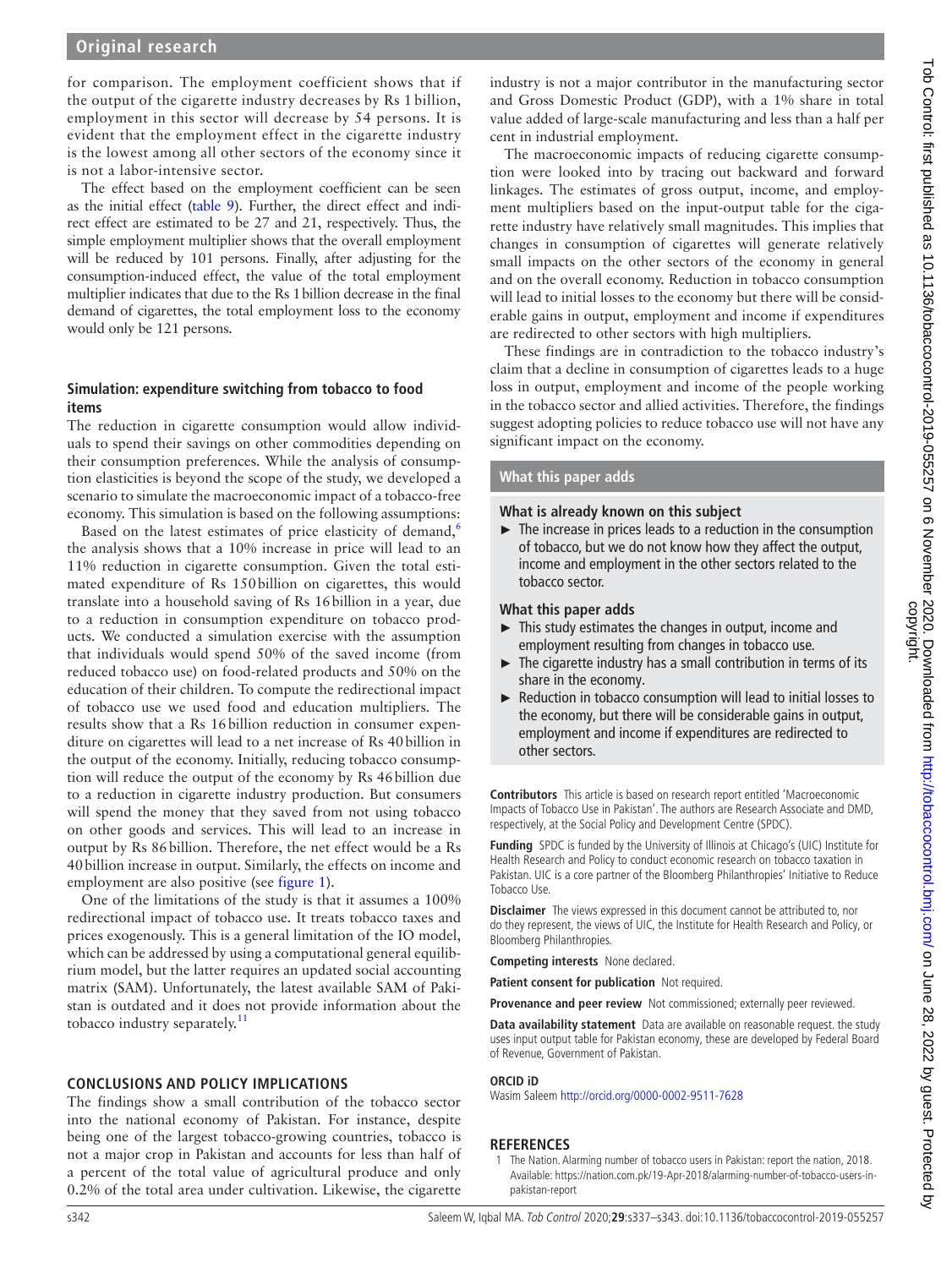for comparison. The employment coefficient shows that if the output of the cigarette industry decreases by Rs 1 billion, employment in this sector will decrease by 54 persons. It is evident that the employment effect in the cigarette industry is the lowest among all other sectors of the economy since it is not a labor-intensive sector.

The effect based on the employment coefficient can be seen as the initial effect (table 9). Further, the direct effect and indirect effect are estimated to be 27 and 21, respectively. Thus, the simple employment multiplier shows that the overall employment will be reduced by 101 persons. Finally, after adjusting for the consumption-induced effect, the value of the total employment multiplier indicates that due to the Rs 1 billion decrease in the final demand of cigarettes, the total employment loss to the economy would only be 121 persons.

### Simulation: expenditure switching from tobacco to food items

The reduction in cigarette consumption would allow individuals to spend their savings on other commodities depending on their consumption preferences. While the analysis of consumption elasticities is beyond the scope of the study, we developed a scenario to simulate the macroeconomic impact of a tobacco-free economy. This simulation is based on the following assumptions:

Based on the latest estimates of price elasticity of demand,[6] the analysis shows that a 10% increase in price will lead to an 11% reduction in cigarette consumption. Given the total estimated expenditure of Rs 150 billion on cigarettes, this would translate into a household saving of Rs 16 billion in a year, due to a reduction in consumption expenditure on tobacco products. We conducted a simulation exercise with the assumption that individuals would spend 50% of the saved income (from reduced tobacco use) on food-related products and 50% on the education of their children. To compute the redirectional impact of tobacco use we used food and education multipliers. The results show that a Rs 16 billion reduction in consumer expenditure on cigarettes will lead to a net increase of Rs 40 billion in the output of the economy. Initially, reducing tobacco consumption will reduce the output of the economy by Rs 46 billion due to a reduction in cigarette industry production. But consumers will spend the money that they saved from not using tobacco on other goods and services. This will lead to an increase in output by Rs 86 billion. Therefore, the net effect would be a Rs 40 billion increase in output. Similarly, the effects on income and employment are also positive (see figure 1).

One of the limitations of the study is that it assumes a 100% redirectional impact of tobacco use. It treats tobacco taxes and prices exogenously. This is a general limitation of the IO model, which can be addressed by using a computational general equilibrium model, but the latter requires an updated social accounting matrix (SAM). Unfortunately, the latest available SAM of Pakistan is outdated and it does not provide information about the tobacco industry separately.[11]

## CONCLUSIONS AND POLICY IMPLICATIONS

The findings show a small contribution of the tobacco sector into the national economy of Pakistan. For instance, despite being one of the largest tobacco-growing countries, tobacco is not a major crop in Pakistan and accounts for less than half of a percent of the total value of agricultural produce and only 0.2% of the total area under cultivation. Likewise, the cigarette industry is not a major contributor in the manufacturing sector and Gross Domestic Product (GDP), with a 1% share in total value added of large-scale manufacturing and less than a half per cent in industrial employment.

The macroeconomic impacts of reducing cigarette consumption were looked into by tracing out backward and forward linkages. The estimates of gross output, income, and employment multipliers based on the input-output table for the cigarette industry have relatively small magnitudes. This implies that changes in consumption of cigarettes will generate relatively small impacts on the other sectors of the economy in general and on the overall economy. Reduction in tobacco consumption will lead to initial losses to the economy but there will be considerable gains in output, employment and income if expenditures are redirected to other sectors with high multipliers.

These findings are in contradiction to the tobacco industry's claim that a decline in consumption of cigarettes leads to a huge loss in output, employment and income of the people working in the tobacco sector and allied activities. Therefore, the findings suggest adopting policies to reduce tobacco use will not have any significant impact on the economy.

### What this paper adds

**What is already known on this subject**

- The increase in prices leads to a reduction in the consumption of tobacco, but we do not know how they affect the output, income and employment in the other sectors related to the tobacco sector.

**What this paper adds**

- This study estimates the changes in output, income and employment resulting from changes in tobacco use.
- The cigarette industry has a small contribution in terms of its share in the economy.
- Reduction in tobacco consumption will lead to initial losses to the economy, but there will be considerable gains in output, employment and income if expenditures are redirected to other sectors.

**Contributors** This article is based on research report entitled 'Macroeconomic Impacts of Tobacco Use in Pakistan'. The authors are Research Associate and DMD, respectively, at the Social Policy and Development Centre (SPDC).

**Funding** SPDC is funded by the University of Illinois at Chicago's (UIC) Institute for Health Research and Policy to conduct economic research on tobacco taxation in Pakistan. UIC is a core partner of the Bloomberg Philanthropies' Initiative to Reduce Tobacco Use.

**Disclaimer** The views expressed in this document cannot be attributed to, nor do they represent, the views of UIC, the Institute for Health Research and Policy, or Bloomberg Philanthropies.

**Competing interests** None declared.

**Patient consent for publication** Not required.

**Provenance and peer review** Not commissioned; externally peer reviewed.

**Data availability statement** Data are available on reasonable request. the study uses input output table for Pakistan economy, these are developed by Federal Board of Revenue, Government of Pakistan.

**ORCID iD**

Wasim Saleem http://orcid.org/0000-0002-9511-7628

## REFERENCES

1. The Nation. Alarming number of tobacco users in Pakistan: report the nation, 2018. Available: https://nation.com.pk/19-Apr-2018/alarming-number-of-tobacco-users-in-pakistan-report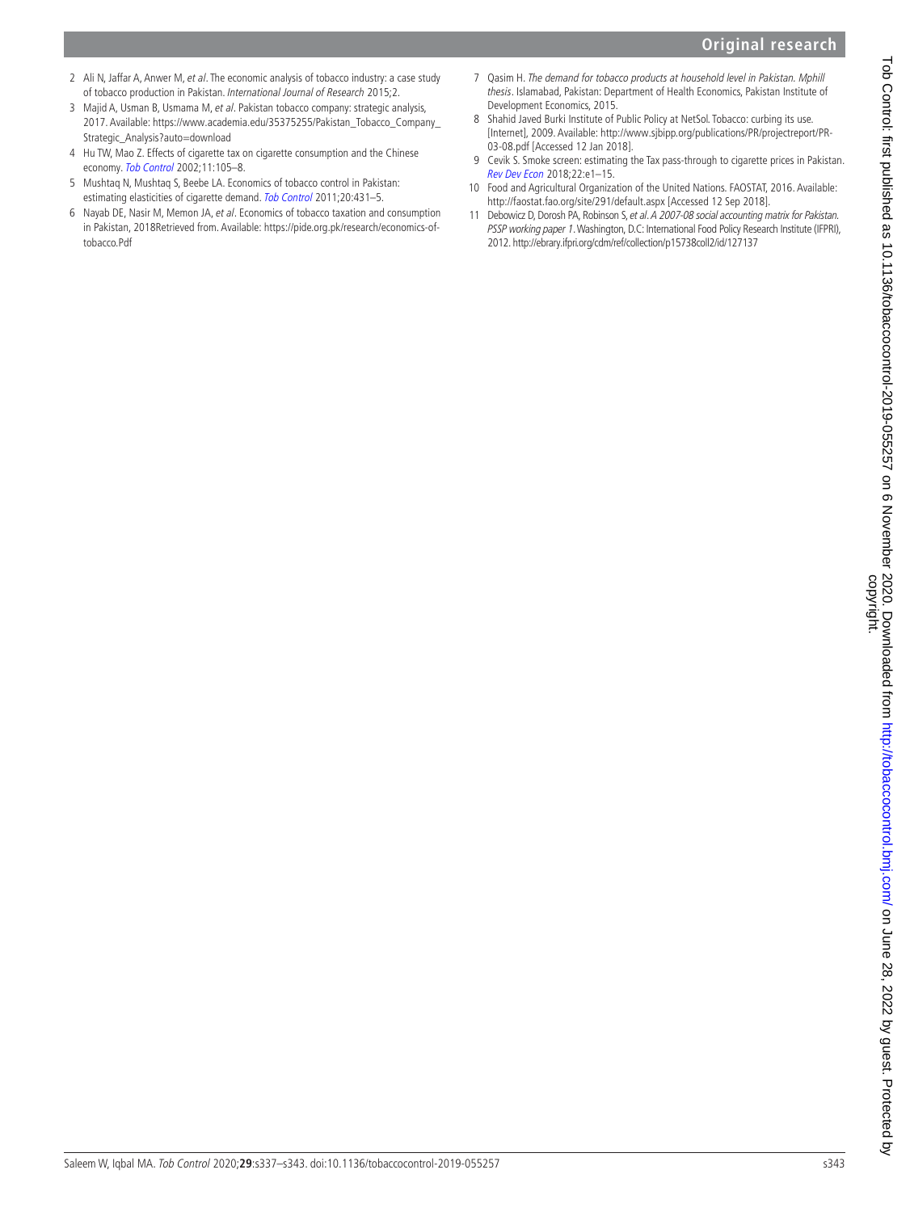2. Ali N, Jaffar A, Anwer M, *et al*. The economic analysis of tobacco industry: a case study of tobacco production in Pakistan. *International Journal of Research* 2015;2.
3. Majid A, Usman B, Usmama M, *et al*. Pakistan tobacco company: strategic analysis, 2017. Available: https://www.academia.edu/35375255/Pakistan_Tobacco_Company_Strategic_Analysis?auto=download
4. Hu TW, Mao Z. Effects of cigarette tax on cigarette consumption and the Chinese economy. *Tob Control* 2002;11:105–8.
5. Mushtaq N, Mushtaq S, Beebe LA. Economics of tobacco control in Pakistan: estimating elasticities of cigarette demand. *Tob Control* 2011;20:431–5.
6. Nayab DE, Nasir M, Memon JA, *et al*. Economics of tobacco taxation and consumption in Pakistan, 2018Retrieved from. Available: https://pide.org.pk/research/economics-of-tobacco.Pdf
7. Qasim H. *The demand for tobacco products at household level in Pakistan. Mphill thesis*. Islamabad, Pakistan: Department of Health Economics, Pakistan Institute of Development Economics, 2015.
8. Shahid Javed Burki Institute of Public Policy at NetSol. Tobacco: curbing its use. [Internet], 2009. Available: http://www.sjbipp.org/publications/PR/projectreport/PR-03-08.pdf [Accessed 12 Jan 2018].
9. Cevik S. Smoke screen: estimating the Tax pass-through to cigarette prices in Pakistan. *Rev Dev Econ* 2018;22:e1–15.
10. Food and Agricultural Organization of the United Nations. FAOSTAT, 2016. Available: http://faostat.fao.org/site/291/default.aspx [Accessed 12 Sep 2018].
11. Debowicz D, Dorosh PA, Robinson S, *et al*. *A 2007-08 social accounting matrix for Pakistan. PSSP working paper 1*. Washington, D.C: International Food Policy Research Institute (IFPRI), 2012. http://ebrary.ifpri.org/cdm/ref/collection/p15738coll2/id/127137